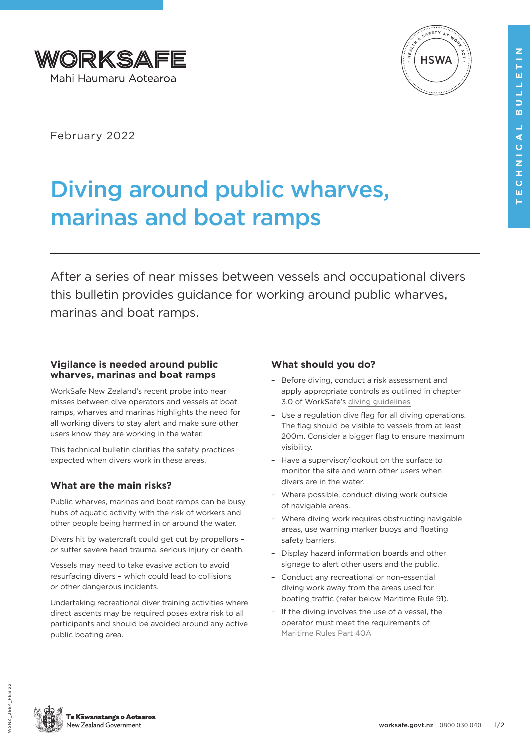WORKSAFE
Mahi Haumaru Aotearoa

February 2022

# Diving around public wharves, marinas and boat ramps

After a series of near misses between vessels and occupational divers this bulletin provides guidance for working around public wharves, marinas and boat ramps.

## Vigilance is needed around public wharves, marinas and boat ramps

WorkSafe New Zealand's recent probe into near misses between dive operators and vessels at boat ramps, wharves and marinas highlights the need for all working divers to stay alert and make sure other users know they are working in the water.

This technical bulletin clarifies the safety practices expected when divers work in these areas.

## What are the main risks?

Public wharves, marinas and boat ramps can be busy hubs of aquatic activity with the risk of workers and other people being harmed in or around the water.

Divers hit by watercraft could get cut by propellors – or suffer severe head trauma, serious injury or death.

Vessels may need to take evasive action to avoid resurfacing divers – which could lead to collisions or other dangerous incidents.

Undertaking recreational diver training activities where direct ascents may be required poses extra risk to all participants and should be avoided around any active public boating area.

## What should you do?

- Before diving, conduct a risk assessment and apply appropriate controls as outlined in chapter 3.0 of WorkSafe's diving guidelines
- Use a regulation dive flag for all diving operations. The flag should be visible to vessels from at least 200m. Consider a bigger flag to ensure maximum visibility.
- Have a supervisor/lookout on the surface to monitor the site and warn other users when divers are in the water.
- Where possible, conduct diving work outside of navigable areas.
- Where diving work requires obstructing navigable areas, use warning marker buoys and floating safety barriers.
- Display hazard information boards and other signage to alert other users and the public.
- Conduct any recreational or non-essential diving work away from the areas used for boating traffic (refer below Maritime Rule 91).
- If the diving involves the use of a vessel, the operator must meet the requirements of Maritime Rules Part 40A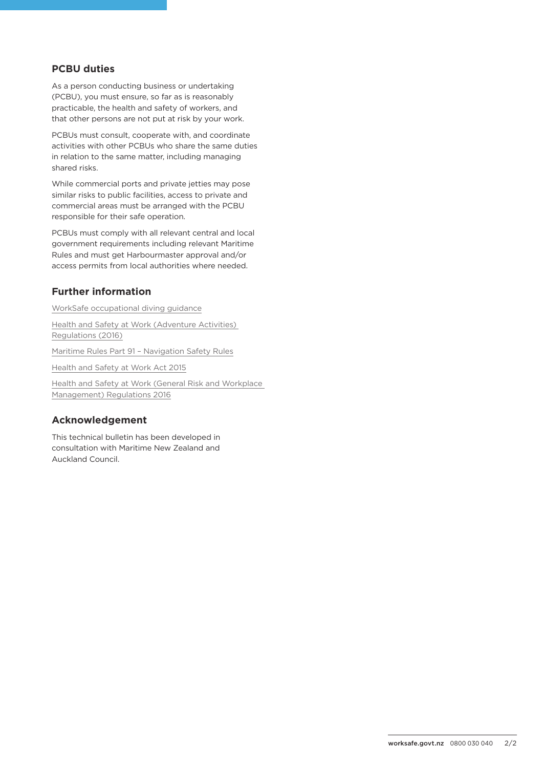## PCBU duties

As a person conducting business or undertaking (PCBU), you must ensure, so far as is reasonably practicable, the health and safety of workers, and that other persons are not put at risk by your work.

PCBUs must consult, cooperate with, and coordinate activities with other PCBUs who share the same duties in relation to the same matter, including managing shared risks.

While commercial ports and private jetties may pose similar risks to public facilities, access to private and commercial areas must be arranged with the PCBU responsible for their safe operation.

PCBUs must comply with all relevant central and local government requirements including relevant Maritime Rules and must get Harbourmaster approval and/or access permits from local authorities where needed.

## Further information

WorkSafe occupational diving guidance

Health and Safety at Work (Adventure Activities) Regulations (2016)

Maritime Rules Part 91 – Navigation Safety Rules

Health and Safety at Work Act 2015

Health and Safety at Work (General Risk and Workplace Management) Regulations 2016

## Acknowledgement

This technical bulletin has been developed in consultation with Maritime New Zealand and Auckland Council.